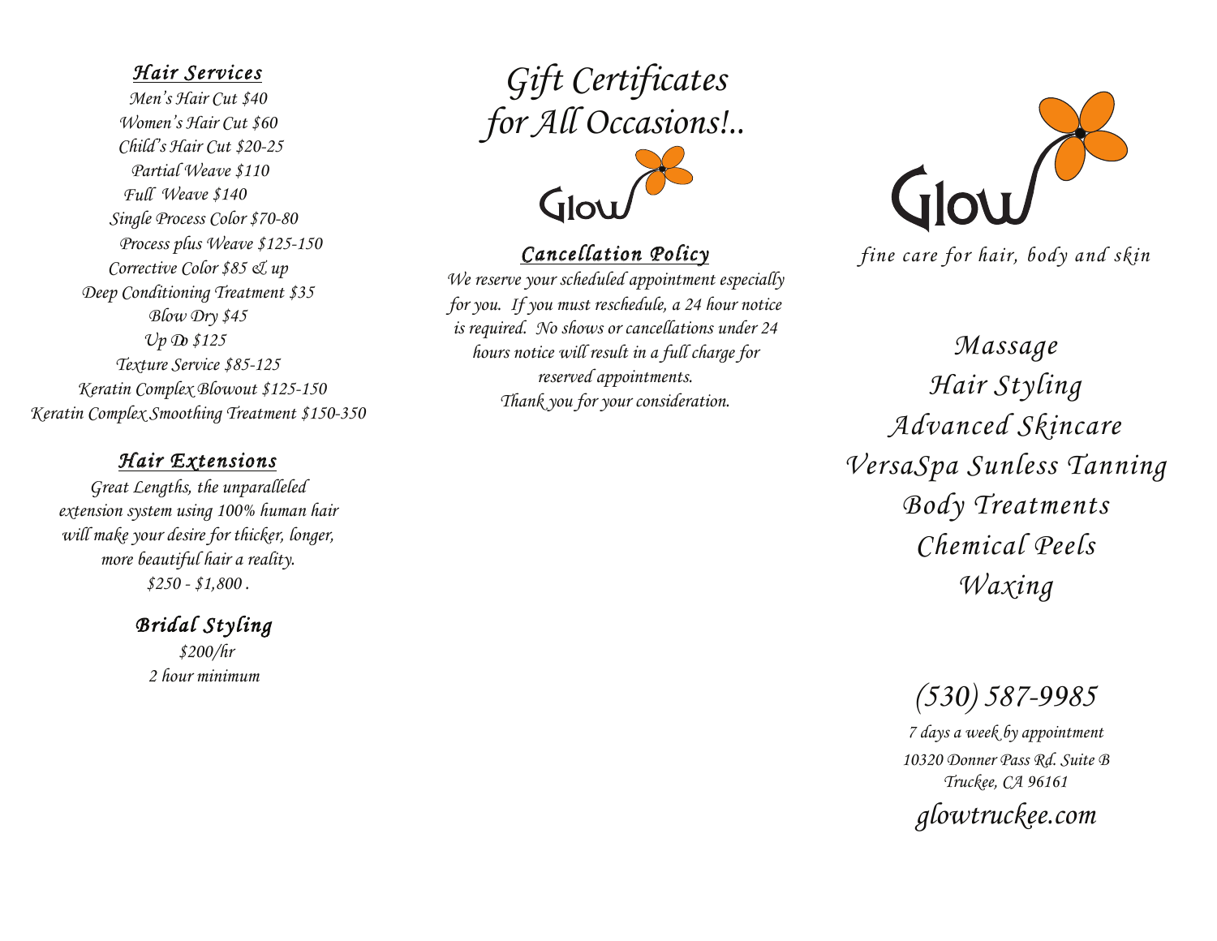## Hair Services

Men's Hair Cut $40

Women's Hair Cut $60

Child's Hair Cut $20-25

Partial Weave $110

Full Weave $140

Single Process Color $70-80

Process plus Weave $125-150

Corrective Color $85 & up

Deep Conditioning Treatment $35

Blow Dry $45

Up Do $125

Texture Service $85-125

Keratin Complex Blowout $125-150

Keratin Complex Smoothing Treatment $150-350

## Hair Extensions

Great Lengths, the unparalleled extension system using 100% human hair will make your desire for thicker, longer, more beautiful hair a reality.

$250 - $1,800 .

## Bridal Styling

$200/hr

2 hour minimum

# Gift Certificates for All Occasions!..

Glow

## Cancellation Policy

We reserve your scheduled appointment especially for you. If you must reschedule, a 24 hour notice is required. No shows or cancellations under 24 hours notice will result in a full charge for reserved appointments.

Thank you for your consideration.

# Glow

*fine care for hair, body and skin*

Massage

Hair Styling

Advanced Skincare

VersaSpa Sunless Tanning

Body Treatments

Chemical Peels

Waxing

(530) 587-9985

7 days a week by appointment

10320 Donner Pass Rd. Suite B

Truckee, CA 96161

glowtruckee.com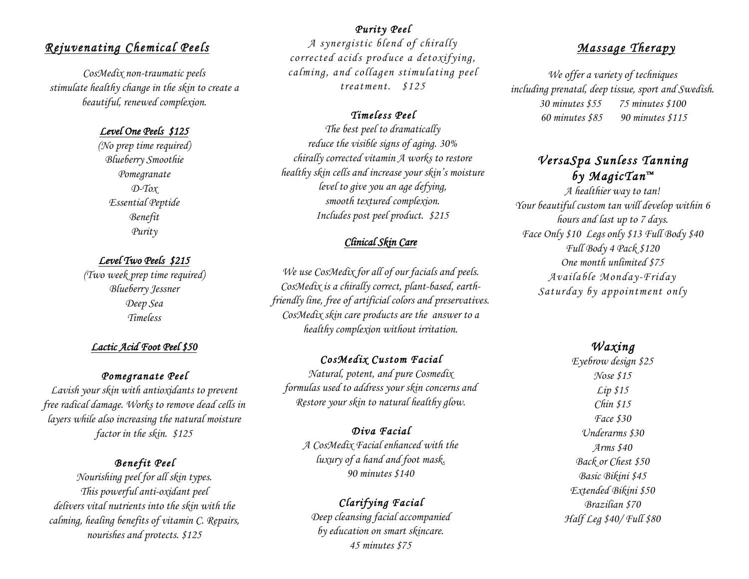## *Rejuvenating Chemical Peels*

*CosMedix non-traumatic peels stimulate healthy change in the skin to create a beautiful, renewed complexion.*

### *Level One Peels $125*

*(No prep time required)*
*Blueberry Smoothie*
*Pomegranate*
*D-Tox*
*Essential Peptide*
*Benefit*
*Purity*

### *Level Two Peels $215*

*(Two week prep time required)*
*Blueberry Jessner*
*Deep Sea*
*Timeless*

### *Lactic Acid Foot Peel $50*

### *Pomegranate Peel*

*Lavish your skin with antioxidants to prevent free radical damage. Works to remove dead cells in layers while also increasing the natural moisture factor in the skin. $125*

### *Benefit Peel*

*Nourishing peel for all skin types. This powerful anti-oxidant peel delivers vital nutrients into the skin with the calming, healing benefits of vitamin C. Repairs, nourishes and protects. $125*

### *Purity Peel*

*A synergistic blend of chirally corrected acids produce a detoxifying, calming, and collagen stimulating peel treatment. $125*

### *Timeless Peel*

*The best peel to dramatically reduce the visible signs of aging. 30% chirally corrected vitamin A works to restore healthy skin cells and increase your skin's moisture level to give you an age defying, smooth textured complexion. Includes post peel product. $215*

## *Clinical Skin Care*

*We use CosMedix for all of our facials and peels. CosMedix is a chirally correct, plant-based, earth-friendly line, free of artificial colors and preservatives. CosMedix skin care products are the answer to a healthy complexion without irritation.*

### *CosMedix Custom Facial*

*Natural, potent, and pure Cosmedix formulas used to address your skin concerns and Restore your skin to natural healthy glow.*

### *Diva Facial*

*A CosMedix Facial enhanced with the luxury of a hand and foot mask.*
*90 minutes $140*

### *Clarifying Facial*

*Deep cleansing facial accompanied by education on smart skincare.*
*45 minutes $75*

## *Massage Therapy*

*We offer a variety of techniques including prenatal, deep tissue, sport and Swedish.*
*30 minutes $55 75 minutes $100*
*60 minutes $85 90 minutes $115*

## *VersaSpa Sunless Tanning by MagicTan™*

*A healthier way to tan!*
*Your beautiful custom tan will develop within 6 hours and last up to 7 days.*
*Face Only $10 Legs only $13 Full Body $40*
*Full Body 4 Pack $120*
*One month unlimited $75*
*Available Monday-Friday*
*Saturday by appointment only*

## *Waxing*

*Eyebrow design $25*
*Nose $15*
*Lip $15*
*Chin $15*
*Face $30*
*Underarms $30*
*Arms $40*
*Back or Chest $50*
*Basic Bikini $45*
*Extended Bikini $50*
*Brazilian $70*
*Half Leg $40/ Full $80*